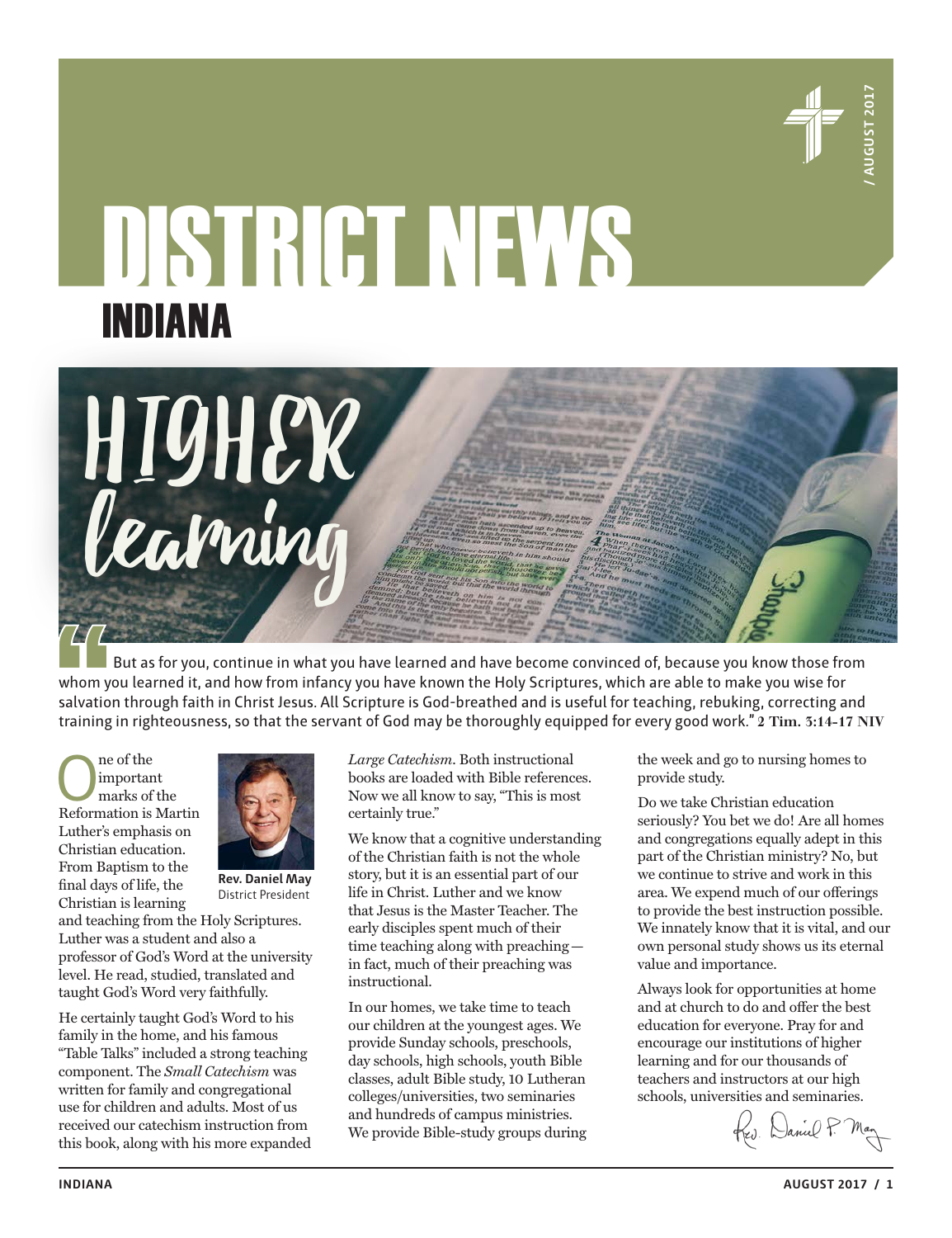# DISTRICT NEWS

## INDIANA

/ AUGUST 2017

# HIGHER learning

"But as for you, continue in what you have learned and have become convinced of, because you know those from whom you learned it, and how from infancy you have known the Holy Scriptures, which are able to make you wise for salvation through faith in Christ Jesus. All Scripture is God-breathed and is useful for teaching, rebuking, correcting and training in righteousness, so that the servant of God may be thoroughly equipped for every good work." **2 Tim. 3:14-17 NIV**

One of the important marks of the Reformation is Martin Luther's emphasis on Christian education. From Baptism to the final days of life, the Christian is learning and teaching from the Holy Scriptures. Luther was a student and also a professor of God's Word at the university level. He read, studied, translated and taught God's Word very faithfully.

**Rev. Daniel May**
District President

He certainly taught God's Word to his family in the home, and his famous "Table Talks" included a strong teaching component. The *Small Catechism* was written for family and congregational use for children and adults. Most of us received our catechism instruction from this book, along with his more expanded *Large Catechism*. Both instructional books are loaded with Bible references. Now we all know to say, "This is most certainly true."

We know that a cognitive understanding of the Christian faith is not the whole story, but it is an essential part of our life in Christ. Luther and we know that Jesus is the Master Teacher. The early disciples spent much of their time teaching along with preaching— in fact, much of their preaching was instructional.

In our homes, we take time to teach our children at the youngest ages. We provide Sunday schools, preschools, day schools, high schools, youth Bible classes, adult Bible study, 10 Lutheran colleges/universities, two seminaries and hundreds of campus ministries. We provide Bible-study groups during the week and go to nursing homes to provide study.

Do we take Christian education seriously? You bet we do! Are all homes and congregations equally adept in this part of the Christian ministry? No, but we continue to strive and work in this area. We expend much of our offerings to provide the best instruction possible. We innately know that it is vital, and our own personal study shows us its eternal value and importance.

Always look for opportunities at home and at church to do and offer the best education for everyone. Pray for and encourage our institutions of higher learning and for our thousands of teachers and instructors at our high schools, universities and seminaries.

Rev. Daniel P. May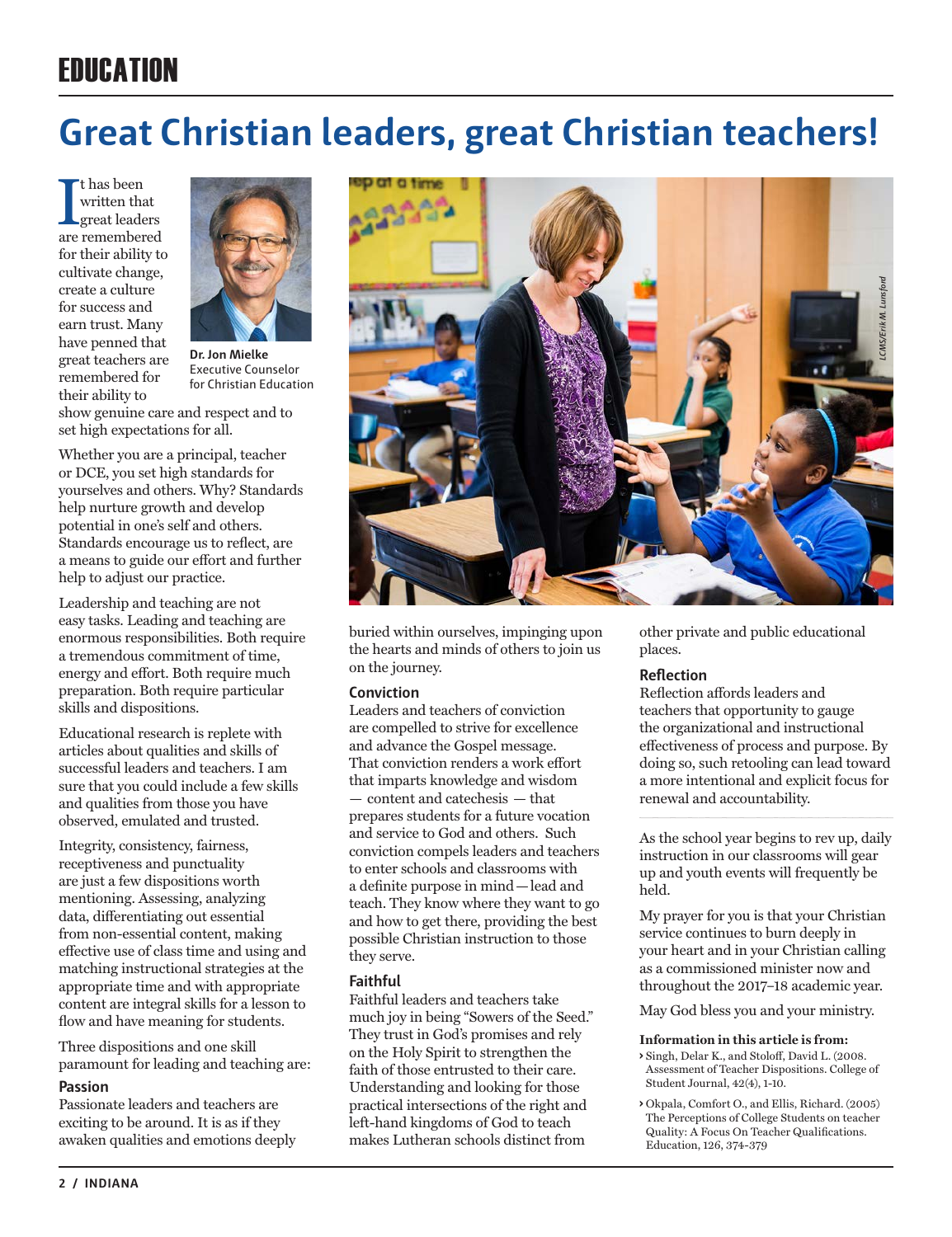# EDUCATION

# Great Christian leaders, great Christian teachers!

**Dr. Jon Mielke**
Executive Counselor for Christian Education

It has been written that great leaders are remembered for their ability to cultivate change, create a culture for success and earn trust. Many have penned that great teachers are remembered for their ability to show genuine care and respect and to set high expectations for all.

Whether you are a principal, teacher or DCE, you set high standards for yourselves and others. Why? Standards help nurture growth and develop potential in one's self and others. Standards encourage us to reflect, are a means to guide our effort and further help to adjust our practice.

Leadership and teaching are not easy tasks. Leading and teaching are enormous responsibilities. Both require a tremendous commitment of time, energy and effort. Both require much preparation. Both require particular skills and dispositions.

Educational research is replete with articles about qualities and skills of successful leaders and teachers. I am sure that you could include a few skills and qualities from those you have observed, emulated and trusted.

Integrity, consistency, fairness, receptiveness and punctuality are just a few dispositions worth mentioning. Assessing, analyzing data, differentiating out essential from non-essential content, making effective use of class time and using and matching instructional strategies at the appropriate time and with appropriate content are integral skills for a lesson to flow and have meaning for students.

Three dispositions and one skill paramount for leading and teaching are:

### Passion

Passionate leaders and teachers are exciting to be around. It is as if they awaken qualities and emotions deeply buried within ourselves, impinging upon the hearts and minds of others to join us on the journey.

### Conviction

Leaders and teachers of conviction are compelled to strive for excellence and advance the Gospel message. That conviction renders a work effort that imparts knowledge and wisdom — content and catechesis — that prepares students for a future vocation and service to God and others. Such conviction compels leaders and teachers to enter schools and classrooms with a definite purpose in mind — lead and teach. They know where they want to go and how to get there, providing the best possible Christian instruction to those they serve.

### Faithful

Faithful leaders and teachers take much joy in being "Sowers of the Seed." They trust in God's promises and rely on the Holy Spirit to strengthen the faith of those entrusted to their care. Understanding and looking for those practical intersections of the right and left-hand kingdoms of God to teach makes Lutheran schools distinct from other private and public educational places.

### Reflection

Reflection affords leaders and teachers that opportunity to gauge the organizational and instructional effectiveness of process and purpose. By doing so, such retooling can lead toward a more intentional and explicit focus for renewal and accountability.

---

As the school year begins to rev up, daily instruction in our classrooms will gear up and youth events will frequently be held.

My prayer for you is that your Christian service continues to burn deeply in your heart and in your Christian calling as a commissioned minister now and throughout the 2017–18 academic year.

May God bless you and your ministry.

**Information in this article is from:**

- Singh, Delar K., and Stoloff, David L. (2008. Assessment of Teacher Dispositions. College of Student Journal, 42(4), 1-10.
- Okpala, Comfort O., and Ellis, Richard. (2005) The Perceptions of College Students on teacher Quality: A Focus On Teacher Qualifications. Education, 126, 374-379

LCMS/Erik M. Lunsford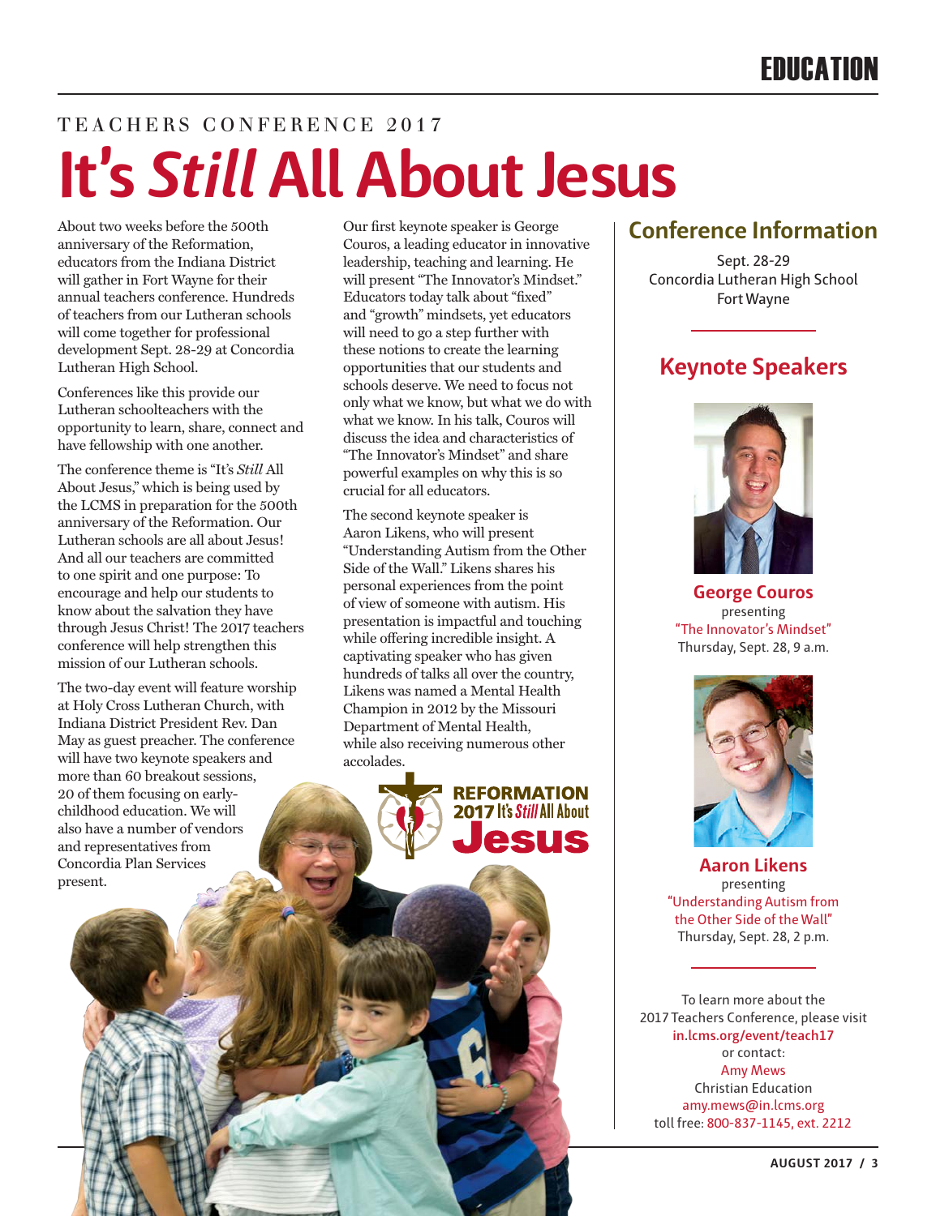# EDUCATION

TEACHERS CONFERENCE 2017

# It's *Still* All About Jesus

About two weeks before the 500th anniversary of the Reformation, educators from the Indiana District will gather in Fort Wayne for their annual teachers conference. Hundreds of teachers from our Lutheran schools will come together for professional development Sept. 28-29 at Concordia Lutheran High School.

Conferences like this provide our Lutheran schoolteachers with the opportunity to learn, share, connect and have fellowship with one another.

The conference theme is "It's *Still* All About Jesus," which is being used by the LCMS in preparation for the 500th anniversary of the Reformation. Our Lutheran schools are all about Jesus! And all our teachers are committed to one spirit and one purpose: To encourage and help our students to know about the salvation they have through Jesus Christ! The 2017 teachers conference will help strengthen this mission of our Lutheran schools.

The two-day event will feature worship at Holy Cross Lutheran Church, with Indiana District President Rev. Dan May as guest preacher. The conference will have two keynote speakers and more than 60 breakout sessions, 20 of them focusing on early-childhood education. We will also have a number of vendors and representatives from Concordia Plan Services present.

Our first keynote speaker is George Couros, a leading educator in innovative leadership, teaching and learning. He will present "The Innovator's Mindset." Educators today talk about "fixed" and "growth" mindsets, yet educators will need to go a step further with these notions to create the learning opportunities that our students and schools deserve. We need to focus not only what we know, but what we do with what we know. In his talk, Couros will discuss the idea and characteristics of "The Innovator's Mindset" and share powerful examples on why this is so crucial for all educators.

The second keynote speaker is Aaron Likens, who will present "Understanding Autism from the Other Side of the Wall." Likens shares his personal experiences from the point of view of someone with autism. His presentation is impactful and touching while offering incredible insight. A captivating speaker who has given hundreds of talks all over the country, Likens was named a Mental Health Champion in 2012 by the Missouri Department of Mental Health, while also receiving numerous other accolades.

REFORMATION 2017 It's *Still* All About Jesus

## Conference Information

Sept. 28-29
Concordia Lutheran High School
Fort Wayne

## Keynote Speakers

**George Couros**
presenting
"The Innovator's Mindset"
Thursday, Sept. 28, 9 a.m.

**Aaron Likens**
presenting
"Understanding Autism from the Other Side of the Wall"
Thursday, Sept. 28, 2 p.m.

To learn more about the 2017 Teachers Conference, please visit
**in.lcms.org/event/teach17**
or contact:
Amy Mews
Christian Education
amy.mews@in.lcms.org
toll free: 800-837-1145, ext. 2212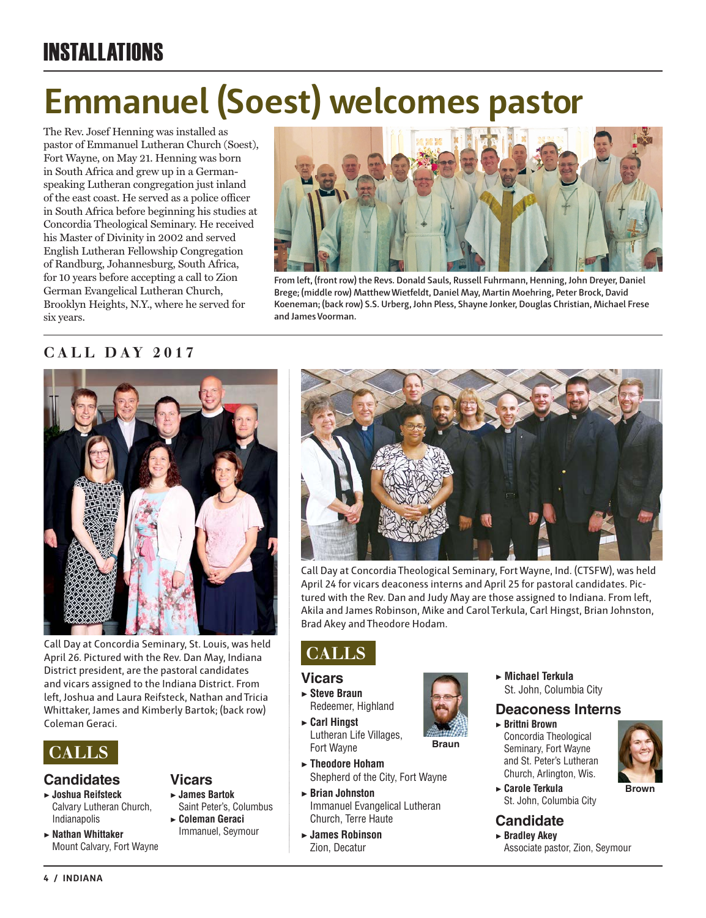# INSTALLATIONS

## Emmanuel (Soest) welcomes pastor

The Rev. Josef Henning was installed as pastor of Emmanuel Lutheran Church (Soest), Fort Wayne, on May 21. Henning was born in South Africa and grew up in a German-speaking Lutheran congregation just inland of the east coast. He served as a police officer in South Africa before beginning his studies at Concordia Theological Seminary. He received his Master of Divinity in 2002 and served English Lutheran Fellowship Congregation of Randburg, Johannesburg, South Africa, for 10 years before accepting a call to Zion German Evangelical Lutheran Church, Brooklyn Heights, N.Y., where he served for six years.

**From left, (front row) the Revs. Donald Sauls, Russell Fuhrmann, Henning, John Dreyer, Daniel Brege; (middle row) Matthew Wietfeldt, Daniel May, Martin Moehring, Peter Brock, David Koeneman; (back row) S.S. Urberg, John Pless, Shayne Jonker, Douglas Christian, Michael Frese and James Voorman.**

## CALL DAY 2017

Call Day at Concordia Seminary, St. Louis, was held April 26. Pictured with the Rev. Dan May, Indiana District president, are the pastoral candidates and vicars assigned to the Indiana District. From left, Joshua and Laura Reifsteck, Nathan and Tricia Whittaker, James and Kimberly Bartok; (back row) Coleman Geraci.

### CALLS

#### Candidates

- **Joshua Reifsteck**
  Calvary Lutheran Church, Indianapolis
- **Nathan Whittaker**
  Mount Calvary, Fort Wayne

#### Vicars

- **James Bartok**
  Saint Peter's, Columbus
- **Coleman Geraci**
  Immanuel, Seymour

Call Day at Concordia Theological Seminary, Fort Wayne, Ind. (CTSFW), was held April 24 for vicars deaconess interns and April 25 for pastoral candidates. Pictured with the Rev. Dan and Judy May are those assigned to Indiana. From left, Akila and James Robinson, Mike and Carol Terkula, Carl Hingst, Brian Johnston, Brad Akey and Theodore Hodam.

### CALLS

#### Vicars

- **Steve Braun**
  Redeemer, Highland
- **Carl Hingst**
  Lutheran Life Villages, Fort Wayne
- **Theodore Hoham**
  Shepherd of the City, Fort Wayne
- **Brian Johnston**
  Immanuel Evangelical Lutheran Church, Terre Haute
- **James Robinson**
  Zion, Decatur
- **Michael Terkula**
  St. John, Columbia City

Braun

#### Deaconess Interns

- **Brittni Brown**
  Concordia Theological Seminary, Fort Wayne and St. Peter's Lutheran Church, Arlington, Wis.
- **Carole Terkula**
  St. John, Columbia City

Brown

#### Candidate

- **Bradley Akey**
  Associate pastor, Zion, Seymour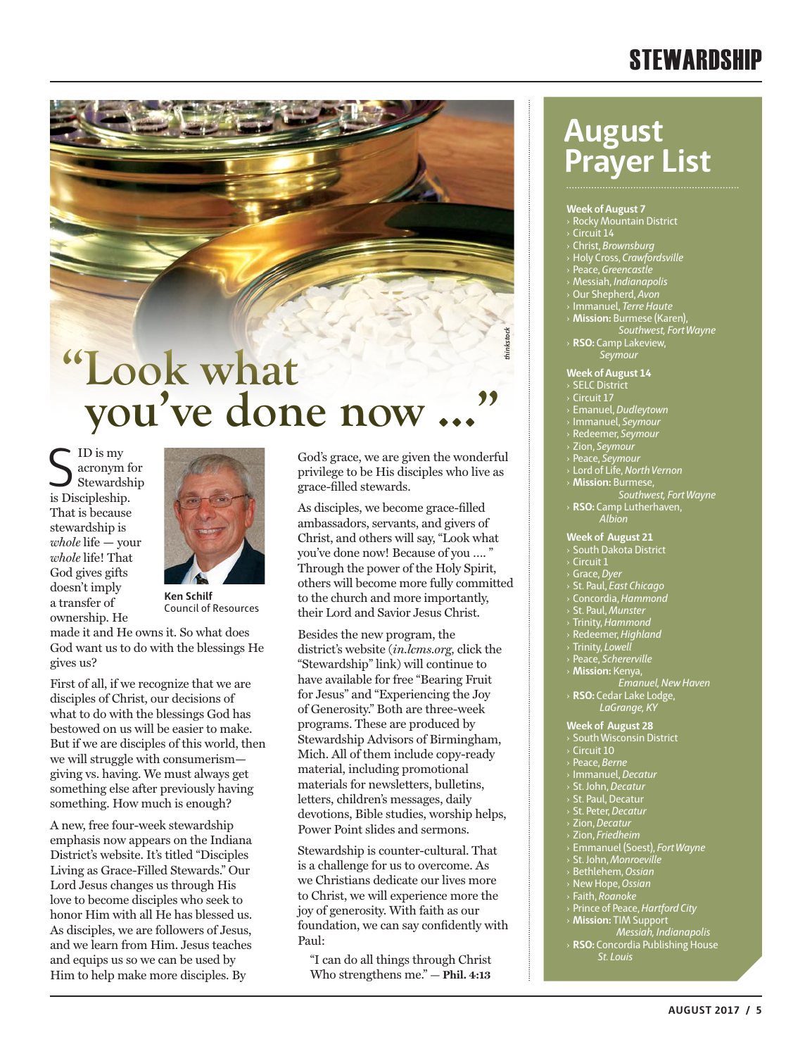# "Look what you've done now …"

Ken Schilf
Council of Resources

SID is my acronym for Stewardship is Discipleship. That is because stewardship is *whole* life — your *whole* life! That God gives gifts doesn't imply a transfer of ownership. He made it and He owns it. So what does God want us to do with the blessings He gives us?

First of all, if we recognize that we are disciples of Christ, our decisions of what to do with the blessings God has bestowed on us will be easier to make. But if we are disciples of this world, then we will struggle with consumerism— giving vs. having. We must always get something else after previously having something. How much is enough?

A new, free four-week stewardship emphasis now appears on the Indiana District's website. It's titled "Disciples Living as Grace-Filled Stewards." Our Lord Jesus changes us through His love to become disciples who seek to honor Him with all He has blessed us. As disciples, we are followers of Jesus, and we learn from Him. Jesus teaches and equips us so we can be used by Him to help make more disciples. By God's grace, we are given the wonderful privilege to be His disciples who live as grace-filled stewards.

As disciples, we become grace-filled ambassadors, servants, and givers of Christ, and others will say, "Look what you've done now! Because of you …. " Through the power of the Holy Spirit, others will become more fully committed to the church and more importantly, their Lord and Savior Jesus Christ.

Besides the new program, the district's website (*in.lcms.org,* click the "Stewardship" link) will continue to have available for free "Bearing Fruit for Jesus" and "Experiencing the Joy of Generosity." Both are three-week programs. These are produced by Stewardship Advisors of Birmingham, Mich. All of them include copy-ready material, including promotional materials for newsletters, bulletins, letters, children's messages, daily devotions, Bible studies, worship helps, Power Point slides and sermons.

Stewardship is counter-cultural. That is a challenge for us to overcome. As we Christians dedicate our lives more to Christ, we will experience more the joy of generosity. With faith as our foundation, we can say confidently with Paul:

> "I can do all things through Christ Who strengthens me." — **Phil. 4:13**

## August Prayer List

**Week of August 7**
- Rocky Mountain District
- Circuit 14
- Christ, *Brownsburg*
- Holy Cross, *Crawfordsville*
- Peace, *Greencastle*
- Messiah, *Indianapolis*
- Our Shepherd, *Avon*
- Immanuel, *Terre Haute*
- **Mission:** Burmese (Karen), *Southwest, Fort Wayne*
- **RSO:** Camp Lakeview, *Seymour*

**Week of August 14**
- SELC District
- Circuit 17
- Emanuel, *Dudleytown*
- Immanuel, *Seymour*
- Redeemer, *Seymour*
- Zion, *Seymour*
- Peace, *Seymour*
- Lord of Life, *North Vernon*
- **Mission:** Burmese, *Southwest, Fort Wayne*
- **RSO:** Camp Lutherhaven, *Albion*

**Week of August 21**
- South Dakota District
- Circuit 1
- Grace, *Dyer*
- St. Paul, *East Chicago*
- Concordia, *Hammond*
- St. Paul, *Munster*
- Trinity, *Hammond*
- Redeemer, *Highland*
- Trinity, *Lowell*
- Peace, *Schererville*
- **Mission:** Kenya, *Emanuel, New Haven*
- **RSO:** Cedar Lake Lodge, *LaGrange, KY*

**Week of August 28**
- South Wisconsin District
- Circuit 10
- Peace, *Berne*
- Immanuel, *Decatur*
- St. John, *Decatur*
- St. Paul, Decatur
- St. Peter, *Decatur*
- Zion, *Decatur*
- Zion, *Friedheim*
- Emmanuel (Soest), *Fort Wayne*
- St. John, *Monroeville*
- Bethlehem, *Ossian*
- New Hope, *Ossian*
- Faith, *Roanoke*
- Prince of Peace, *Hartford City*
- **Mission:** TIM Support *Messiah, Indianapolis*
- **RSO:** Concordia Publishing House *St. Louis*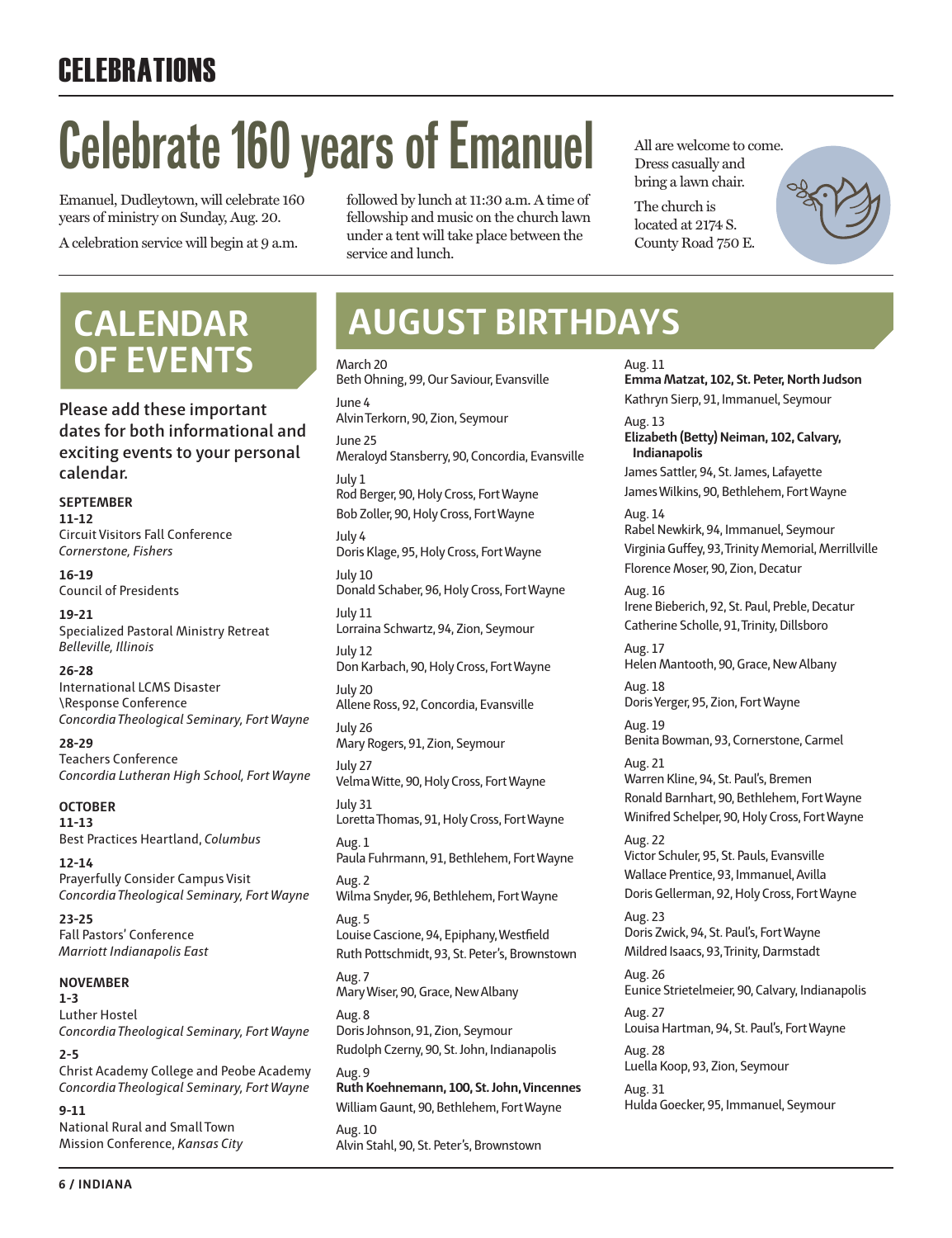## CELEBRATIONS

# Celebrate 160 years of Emanuel

Emanuel, Dudleytown, will celebrate 160 years of ministry on Sunday, Aug. 20.

A celebration service will begin at 9 a.m. followed by lunch at 11:30 a.m. A time of fellowship and music on the church lawn under a tent will take place between the service and lunch.

All are welcome to come. Dress casually and bring a lawn chair.

The church is located at 2174 S. County Road 750 E.

## CALENDAR OF EVENTS

Please add these important dates for both informational and exciting events to your personal calendar.

**SEPTEMBER**

**11-12**
Circuit Visitors Fall Conference
*Cornerstone, Fishers*

**16-19**
Council of Presidents

**19-21**
Specialized Pastoral Ministry Retreat
*Belleville, Illinois*

**26-28**
International LCMS Disaster \Response Conference
*Concordia Theological Seminary, Fort Wayne*

**28-29**
Teachers Conference
*Concordia Lutheran High School, Fort Wayne*

**OCTOBER**

**11-13**
Best Practices Heartland, *Columbus*

**12-14**
Prayerfully Consider Campus Visit
*Concordia Theological Seminary, Fort Wayne*

**23-25**
Fall Pastors' Conference
*Marriott Indianapolis East*

**NOVEMBER**

**1-3**
Luther Hostel
*Concordia Theological Seminary, Fort Wayne*

**2-5**
Christ Academy College and Peobe Academy
*Concordia Theological Seminary, Fort Wayne*

**9-11**
National Rural and Small Town Mission Conference, *Kansas City*

## AUGUST BIRTHDAYS

March 20
Beth Ohning, 99, Our Saviour, Evansville

June 4
Alvin Terkorn, 90, Zion, Seymour

June 25
Meraloyd Stansberry, 90, Concordia, Evansville

July 1
Rod Berger, 90, Holy Cross, Fort Wayne
Bob Zoller, 90, Holy Cross, Fort Wayne

July 4
Doris Klage, 95, Holy Cross, Fort Wayne

July 10
Donald Schaber, 96, Holy Cross, Fort Wayne

July 11
Lorraina Schwartz, 94, Zion, Seymour

July 12
Don Karbach, 90, Holy Cross, Fort Wayne

July 20
Allene Ross, 92, Concordia, Evansville

July 26
Mary Rogers, 91, Zion, Seymour

July 27
Velma Witte, 90, Holy Cross, Fort Wayne

July 31
Loretta Thomas, 91, Holy Cross, Fort Wayne

Aug. 1
Paula Fuhrmann, 91, Bethlehem, Fort Wayne

Aug. 2
Wilma Snyder, 96, Bethlehem, Fort Wayne

Aug. 5
Louise Cascione, 94, Epiphany, Westfield
Ruth Pottschmidt, 93, St. Peter's, Brownstown

Aug. 7
Mary Wiser, 90, Grace, New Albany

Aug. 8
Doris Johnson, 91, Zion, Seymour
Rudolph Czerny, 90, St. John, Indianapolis

Aug. 9
**Ruth Koehnemann, 100, St. John, Vincennes**
William Gaunt, 90, Bethlehem, Fort Wayne

Aug. 10
Alvin Stahl, 90, St. Peter's, Brownstown

Aug. 11
**Emma Matzat, 102, St. Peter, North Judson**
Kathryn Sierp, 91, Immanuel, Seymour

Aug. 13
**Elizabeth (Betty) Neiman, 102, Calvary, Indianapolis**
James Sattler, 94, St. James, Lafayette
James Wilkins, 90, Bethlehem, Fort Wayne

Aug. 14
Rabel Newkirk, 94, Immanuel, Seymour
Virginia Guffey, 93, Trinity Memorial, Merrillville
Florence Moser, 90, Zion, Decatur

Aug. 16
Irene Bieberich, 92, St. Paul, Preble, Decatur
Catherine Scholle, 91, Trinity, Dillsboro

Aug. 17
Helen Mantooth, 90, Grace, New Albany

Aug. 18
Doris Yerger, 95, Zion, Fort Wayne

Aug. 19
Benita Bowman, 93, Cornerstone, Carmel

Aug. 21
Warren Kline, 94, St. Paul's, Bremen
Ronald Barnhart, 90, Bethlehem, Fort Wayne
Winifred Schelper, 90, Holy Cross, Fort Wayne

Aug. 22
Victor Schuler, 95, St. Pauls, Evansville
Wallace Prentice, 93, Immanuel, Avilla
Doris Gellerman, 92, Holy Cross, Fort Wayne

Aug. 23
Doris Zwick, 94, St. Paul's, Fort Wayne
Mildred Isaacs, 93, Trinity, Darmstadt

Aug. 26
Eunice Strietelmeier, 90, Calvary, Indianapolis

Aug. 27
Louisa Hartman, 94, St. Paul's, Fort Wayne

Aug. 28
Luella Koop, 93, Zion, Seymour

Aug. 31
Hulda Goecker, 95, Immanuel, Seymour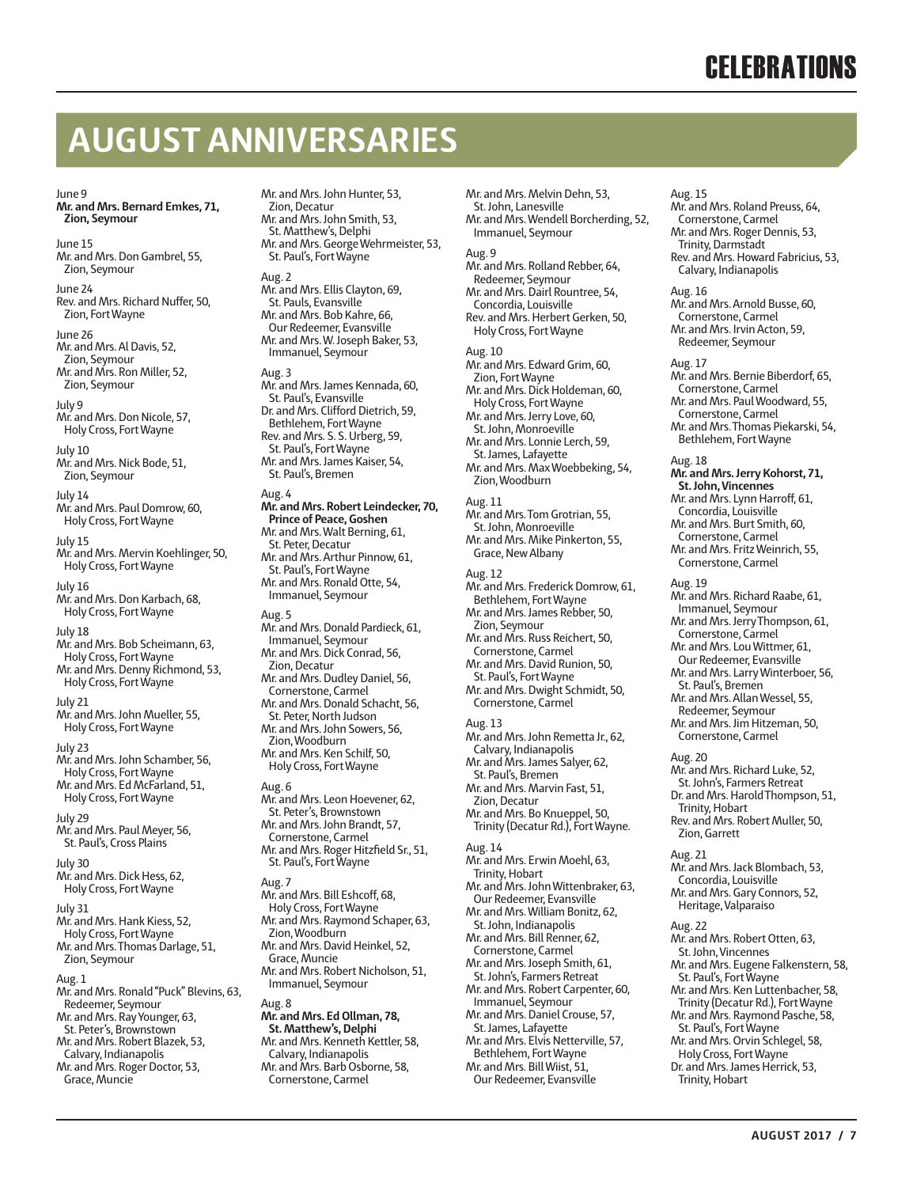# AUGUST ANNIVERSARIES

June 9
**Mr. and Mrs. Bernard Emkes, 71, Zion, Seymour**

June 15
Mr. and Mrs. Don Gambrel, 55, Zion, Seymour

June 24
Rev. and Mrs. Richard Nuffer, 50, Zion, Fort Wayne

June 26
Mr. and Mrs. Al Davis, 52, Zion, Seymour
Mr. and Mrs. Ron Miller, 52, Zion, Seymour

July 9
Mr. and Mrs. Don Nicole, 57, Holy Cross, Fort Wayne

July 10
Mr. and Mrs. Nick Bode, 51, Zion, Seymour

July 14
Mr. and Mrs. Paul Domrow, 60, Holy Cross, Fort Wayne

July 15
Mr. and Mrs. Mervin Koehlinger, 50, Holy Cross, Fort Wayne

July 16
Mr. and Mrs. Don Karbach, 68, Holy Cross, Fort Wayne

July 18
Mr. and Mrs. Bob Scheimann, 63, Holy Cross, Fort Wayne
Mr. and Mrs. Denny Richmond, 53, Holy Cross, Fort Wayne

July 21
Mr. and Mrs. John Mueller, 55, Holy Cross, Fort Wayne

July 23
Mr. and Mrs. John Schamber, 56, Holy Cross, Fort Wayne
Mr. and Mrs. Ed McFarland, 51, Holy Cross, Fort Wayne

July 29
Mr. and Mrs. Paul Meyer, 56, St. Paul's, Cross Plains

July 30
Mr. and Mrs. Dick Hess, 62, Holy Cross, Fort Wayne

July 31
Mr. and Mrs. Hank Kiess, 52, Holy Cross, Fort Wayne
Mr. and Mrs. Thomas Darlage, 51, Zion, Seymour

Aug. 1
Mr. and Mrs. Ronald "Puck" Blevins, 63, Redeemer, Seymour
Mr. and Mrs. Ray Younger, 63, St. Peter's, Brownstown
Mr. and Mrs. Robert Blazek, 53, Calvary, Indianapolis
Mr. and Mrs. Roger Doctor, 53, Grace, Muncie
Mr. and Mrs. John Hunter, 53, Zion, Decatur
Mr. and Mrs. John Smith, 53, St. Matthew's, Delphi
Mr. and Mrs. George Wehrmeister, 53, St. Paul's, Fort Wayne

Aug. 2
Mr. and Mrs. Ellis Clayton, 69, St. Pauls, Evansville
Mr. and Mrs. Bob Kahre, 66, Our Redeemer, Evansville
Mr. and Mrs. W. Joseph Baker, 53, Immanuel, Seymour

Aug. 3
Mr. and Mrs. James Kennada, 60, St. Paul's, Evansville
Dr. and Mrs. Clifford Dietrich, 59, Bethlehem, Fort Wayne
Rev. and Mrs. S. S. Urberg, 59, St. Paul's, Fort Wayne
Mr. and Mrs. James Kaiser, 54, St. Paul's, Bremen

Aug. 4
**Mr. and Mrs. Robert Leindecker, 70, Prince of Peace, Goshen**
Mr. and Mrs. Walt Berning, 61, St. Peter, Decatur
Mr. and Mrs. Arthur Pinnow, 61, St. Paul's, Fort Wayne
Mr. and Mrs. Ronald Otte, 54, Immanuel, Seymour

Aug. 5
Mr. and Mrs. Donald Pardieck, 61, Immanuel, Seymour
Mr. and Mrs. Dick Conrad, 56, Zion, Decatur
Mr. and Mrs. Dudley Daniel, 56, Cornerstone, Carmel
Mr. and Mrs. Donald Schacht, 56, St. Peter, North Judson
Mr. and Mrs. John Sowers, 56, Zion, Woodburn
Mr. and Mrs. Ken Schilf, 50, Holy Cross, Fort Wayne

Aug. 6
Mr. and Mrs. Leon Hoevener, 62, St. Peter's, Brownstown
Mr. and Mrs. John Brandt, 57, Cornerstone, Carmel
Mr. and Mrs. Roger Hitzfield Sr., 51, St. Paul's, Fort Wayne

Aug. 7
Mr. and Mrs. Bill Eshcoff, 68, Holy Cross, Fort Wayne
Mr. and Mrs. Raymond Schaper, 63, Zion, Woodburn
Mr. and Mrs. David Heinkel, 52, Grace, Muncie
Mr. and Mrs. Robert Nicholson, 51, Immanuel, Seymour

Aug. 8
**Mr. and Mrs. Ed Ollman, 78, St. Matthew's, Delphi**
Mr. and Mrs. Kenneth Kettler, 58, Calvary, Indianapolis
Mr. and Mrs. Barb Osborne, 58, Cornerstone, Carmel
Mr. and Mrs. Melvin Dehn, 53, St. John, Lanesville
Mr. and Mrs. Wendell Borcherding, 52, Immanuel, Seymour

Aug. 9
Mr. and Mrs. Rolland Rebber, 64, Redeemer, Seymour
Mr. and Mrs. Dairl Rountree, 54, Concordia, Louisville
Rev. and Mrs. Herbert Gerken, 50, Holy Cross, Fort Wayne

Aug. 10
Mr. and Mrs. Edward Grim, 60, Zion, Fort Wayne
Mr. and Mrs. Dick Holdeman, 60, Holy Cross, Fort Wayne
Mr. and Mrs. Jerry Love, 60, St. John, Monroeville
Mr. and Mrs. Lonnie Lerch, 59, St. James, Lafayette
Mr. and Mrs. Max Woebbeking, 54, Zion, Woodburn

Aug. 11
Mr. and Mrs. Tom Grotrian, 55, St. John, Monroeville
Mr. and Mrs. Mike Pinkerton, 55, Grace, New Albany

Aug. 12
Mr. and Mrs. Frederick Domrow, 61, Bethlehem, Fort Wayne
Mr. and Mrs. James Rebber, 50, Zion, Seymour
Mr. and Mrs. Russ Reichert, 50, Cornerstone, Carmel
Mr. and Mrs. David Runion, 50, St. Paul's, Fort Wayne
Mr. and Mrs. Dwight Schmidt, 50, Cornerstone, Carmel

Aug. 13
Mr. and Mrs. John Remetta Jr., 62, Calvary, Indianapolis
Mr. and Mrs. James Salyer, 62, St. Paul's, Bremen
Mr. and Mrs. Marvin Fast, 51, Zion, Decatur
Mr. and Mrs. Bo Knueppel, 50, Trinity (Decatur Rd.), Fort Wayne.

Aug. 14
Mr. and Mrs. Erwin Moehl, 63, Trinity, Hobart
Mr. and Mrs. John Wittenbraker, 63, Our Redeemer, Evansville
Mr. and Mrs. William Bonitz, 62, St. John, Indianapolis
Mr. and Mrs. Bill Renner, 62, Cornerstone, Carmel
Mr. and Mrs. Joseph Smith, 61, St. John's, Farmers Retreat
Mr. and Mrs. Robert Carpenter, 60, Immanuel, Seymour
Mr. and Mrs. Daniel Crouse, 57, St. James, Lafayette
Mr. and Mrs. Elvis Netterville, 57, Bethlehem, Fort Wayne
Mr. and Mrs. Bill Wiist, 51, Our Redeemer, Evansville

Aug. 15
Mr. and Mrs. Roland Preuss, 64, Cornerstone, Carmel
Mr. and Mrs. Roger Dennis, 53, Trinity, Darmstadt
Rev. and Mrs. Howard Fabricius, 53, Calvary, Indianapolis

Aug. 16
Mr. and Mrs. Arnold Busse, 60, Cornerstone, Carmel
Mr. and Mrs. Irvin Acton, 59, Redeemer, Seymour

Aug. 17
Mr. and Mrs. Bernie Biberdorf, 65, Cornerstone, Carmel
Mr. and Mrs. Paul Woodward, 55, Cornerstone, Carmel
Mr. and Mrs. Thomas Piekarski, 54, Bethlehem, Fort Wayne

Aug. 18
**Mr. and Mrs. Jerry Kohorst, 71, St. John, Vincennes**
Mr. and Mrs. Lynn Harroff, 61, Concordia, Louisville
Mr. and Mrs. Burt Smith, 60, Cornerstone, Carmel
Mr. and Mrs. Fritz Weinrich, 55, Cornerstone, Carmel

Aug. 19
Mr. and Mrs. Richard Raabe, 61, Immanuel, Seymour
Mr. and Mrs. Jerry Thompson, 61, Cornerstone, Carmel
Mr. and Mrs. Lou Wittmer, 61, Our Redeemer, Evansville
Mr. and Mrs. Larry Winterboer, 56, St. Paul's, Bremen
Mr. and Mrs. Allan Wessel, 55, Redeemer, Seymour
Mr. and Mrs. Jim Hitzeman, 50, Cornerstone, Carmel

Aug. 20
Mr. and Mrs. Richard Luke, 52, St. John's, Farmers Retreat
Dr. and Mrs. Harold Thompson, 51, Trinity, Hobart
Rev. and Mrs. Robert Muller, 50, Zion, Garrett

Aug. 21
Mr. and Mrs. Jack Blombach, 53, Concordia, Louisville
Mr. and Mrs. Gary Connors, 52, Heritage, Valparaiso

Aug. 22
Mr. and Mrs. Robert Otten, 63, St. John, Vincennes
Mr. and Mrs. Eugene Falkenstern, 58, St. Paul's, Fort Wayne
Mr. and Mrs. Ken Luttenbacher, 58, Trinity (Decatur Rd.), Fort Wayne
Mr. and Mrs. Raymond Pasche, 58, St. Paul's, Fort Wayne
Mr. and Mrs. Orvin Schlegel, 58, Holy Cross, Fort Wayne
Dr. and Mrs. James Herrick, 53, Trinity, Hobart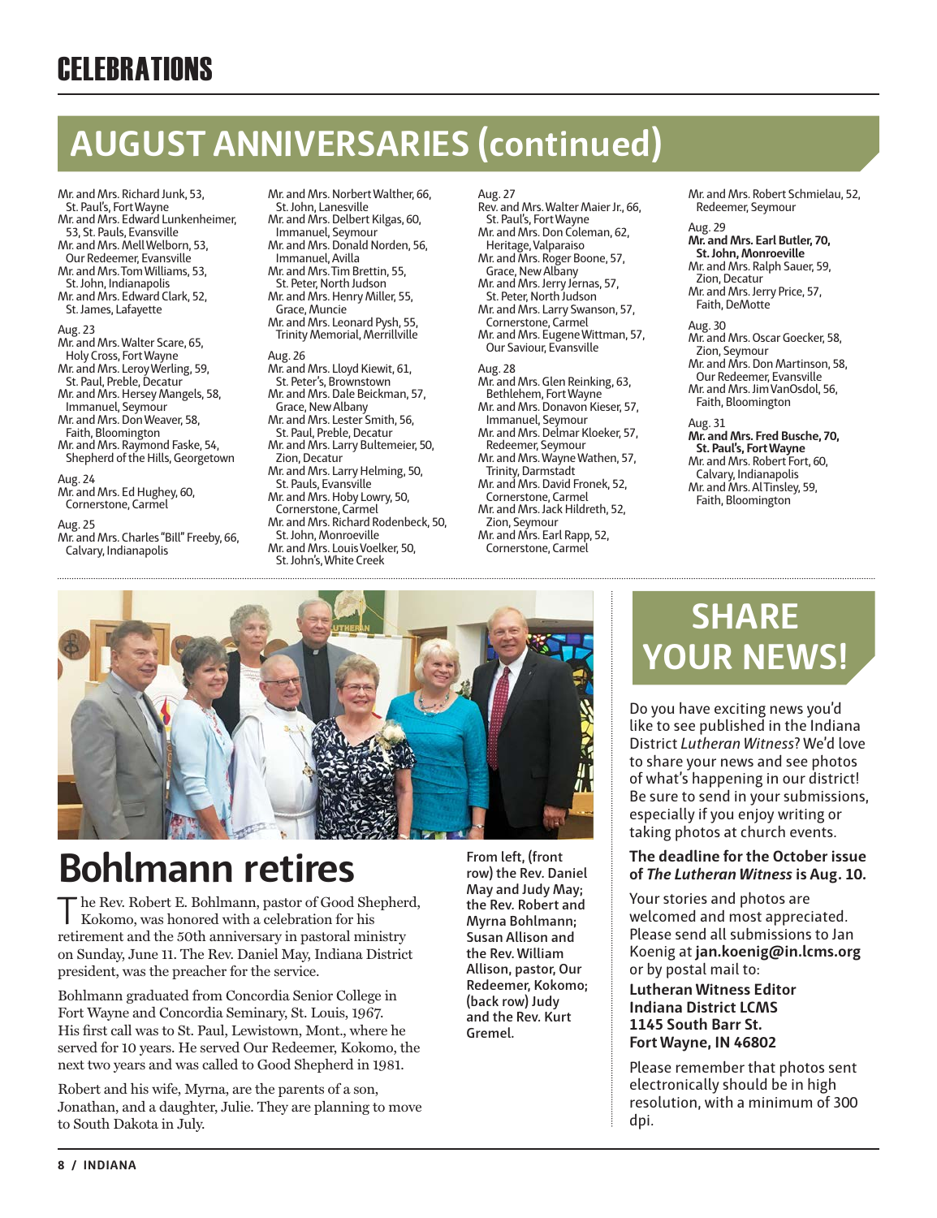# CELEBRATIONS

## AUGUST ANNIVERSARIES (continued)

Mr. and Mrs. Richard Junk, 53, St. Paul's, Fort Wayne
Mr. and Mrs. Edward Lunkenheimer, 53, St. Pauls, Evansville
Mr. and Mrs. Mell Welborn, 53, Our Redeemer, Evansville
Mr. and Mrs. Tom Williams, 53, St. John, Indianapolis
Mr. and Mrs. Edward Clark, 52, St. James, Lafayette

Aug. 23
Mr. and Mrs. Walter Scare, 65, Holy Cross, Fort Wayne
Mr. and Mrs. Leroy Werling, 59, St. Paul, Preble, Decatur
Mr. and Mrs. Hersey Mangels, 58, Immanuel, Seymour
Mr. and Mrs. Don Weaver, 58, Faith, Bloomington
Mr. and Mrs. Raymond Faske, 54, Shepherd of the Hills, Georgetown

Aug. 24
Mr. and Mrs. Ed Hughey, 60, Cornerstone, Carmel

Aug. 25
Mr. and Mrs. Charles "Bill" Freeby, 66, Calvary, Indianapolis
Mr. and Mrs. Norbert Walther, 66, St. John, Lanesville
Mr. and Mrs. Delbert Kilgas, 60, Immanuel, Seymour
Mr. and Mrs. Donald Norden, 56, Immanuel, Avilla
Mr. and Mrs. Tim Brettin, 55, St. Peter, North Judson
Mr. and Mrs. Henry Miller, 55, Grace, Muncie
Mr. and Mrs. Leonard Pysh, 55, Trinity Memorial, Merrillville

Aug. 26
Mr. and Mrs. Lloyd Kiewit, 61, St. Peter's, Brownstown
Mr. and Mrs. Dale Beickman, 57, Grace, New Albany
Mr. and Mrs. Lester Smith, 56, St. Paul, Preble, Decatur
Mr. and Mrs. Larry Bultemeier, 50, Zion, Decatur
Mr. and Mrs. Larry Helming, 50, St. Pauls, Evansville
Mr. and Mrs. Hoby Lowry, 50, Cornerstone, Carmel
Mr. and Mrs. Richard Rodenbeck, 50, St. John, Monroeville
Mr. and Mrs. Louis Voelker, 50, St. John's, White Creek

Aug. 27
Rev. and Mrs. Walter Maier Jr., 66, St. Paul's, Fort Wayne
Mr. and Mrs. Don Coleman, 62, Heritage, Valparaiso
Mr. and Mrs. Roger Boone, 57, Grace, New Albany
Mr. and Mrs. Jerry Jernas, 57, St. Peter, North Judson
Mr. and Mrs. Larry Swanson, 57, Cornerstone, Carmel
Mr. and Mrs. Eugene Wittman, 57, Our Saviour, Evansville

Aug. 28
Mr. and Mrs. Glen Reinking, 63, Bethlehem, Fort Wayne
Mr. and Mrs. Donavon Kieser, 57, Immanuel, Seymour
Mr. and Mrs. Delmar Kloeker, 57, Redeemer, Seymour
Mr. and Mrs. Wayne Wathen, 57, Trinity, Darmstadt
Mr. and Mrs. David Fronek, 52, Cornerstone, Carmel
Mr. and Mrs. Jack Hildreth, 52, Zion, Seymour
Mr. and Mrs. Earl Rapp, 52, Cornerstone, Carmel
Mr. and Mrs. Robert Schmielau, 52, Redeemer, Seymour

Aug. 29
**Mr. and Mrs. Earl Butler, 70, St. John, Monroeville**
Mr. and Mrs. Ralph Sauer, 59, Zion, Decatur
Mr. and Mrs. Jerry Price, 57, Faith, DeMotte

Aug. 30
Mr. and Mrs. Oscar Goecker, 58, Zion, Seymour
Mr. and Mrs. Don Martinson, 58, Our Redeemer, Evansville
Mr. and Mrs. Jim VanOsdol, 56, Faith, Bloomington

Aug. 31
**Mr. and Mrs. Fred Busche, 70, St. Paul's, Fort Wayne**
Mr. and Mrs. Robert Fort, 60, Calvary, Indianapolis
Mr. and Mrs. Al Tinsley, 59, Faith, Bloomington

# Bohlmann retires

The Rev. Robert E. Bohlmann, pastor of Good Shepherd, Kokomo, was honored with a celebration for his retirement and the 50th anniversary in pastoral ministry on Sunday, June 11. The Rev. Daniel May, Indiana District president, was the preacher for the service.

Bohlmann graduated from Concordia Senior College in Fort Wayne and Concordia Seminary, St. Louis, 1967. His first call was to St. Paul, Lewistown, Mont., where he served for 10 years. He served Our Redeemer, Kokomo, the next two years and was called to Good Shepherd in 1981.

Robert and his wife, Myrna, are the parents of a son, Jonathan, and a daughter, Julie. They are planning to move to South Dakota in July.

**From left, (front row) the Rev. Daniel May and Judy May; the Rev. Robert and Myrna Bohlmann; Susan Allison and the Rev. William Allison, pastor, Our Redeemer, Kokomo; (back row) Judy and the Rev. Kurt Gremel.**

## SHARE YOUR NEWS!

Do you have exciting news you'd like to see published in the Indiana District *Lutheran Witness*? We'd love to share your news and see photos of what's happening in our district! Be sure to send in your submissions, especially if you enjoy writing or taking photos at church events.

**The deadline for the October issue of *The Lutheran Witness* is Aug. 10.**

Your stories and photos are welcomed and most appreciated. Please send all submissions to Jan Koenig at **jan.koenig@in.lcms.org** or by postal mail to:

**Lutheran Witness Editor**
**Indiana District LCMS**
**1145 South Barr St.**
**Fort Wayne, IN 46802**

Please remember that photos sent electronically should be in high resolution, with a minimum of 300 dpi.